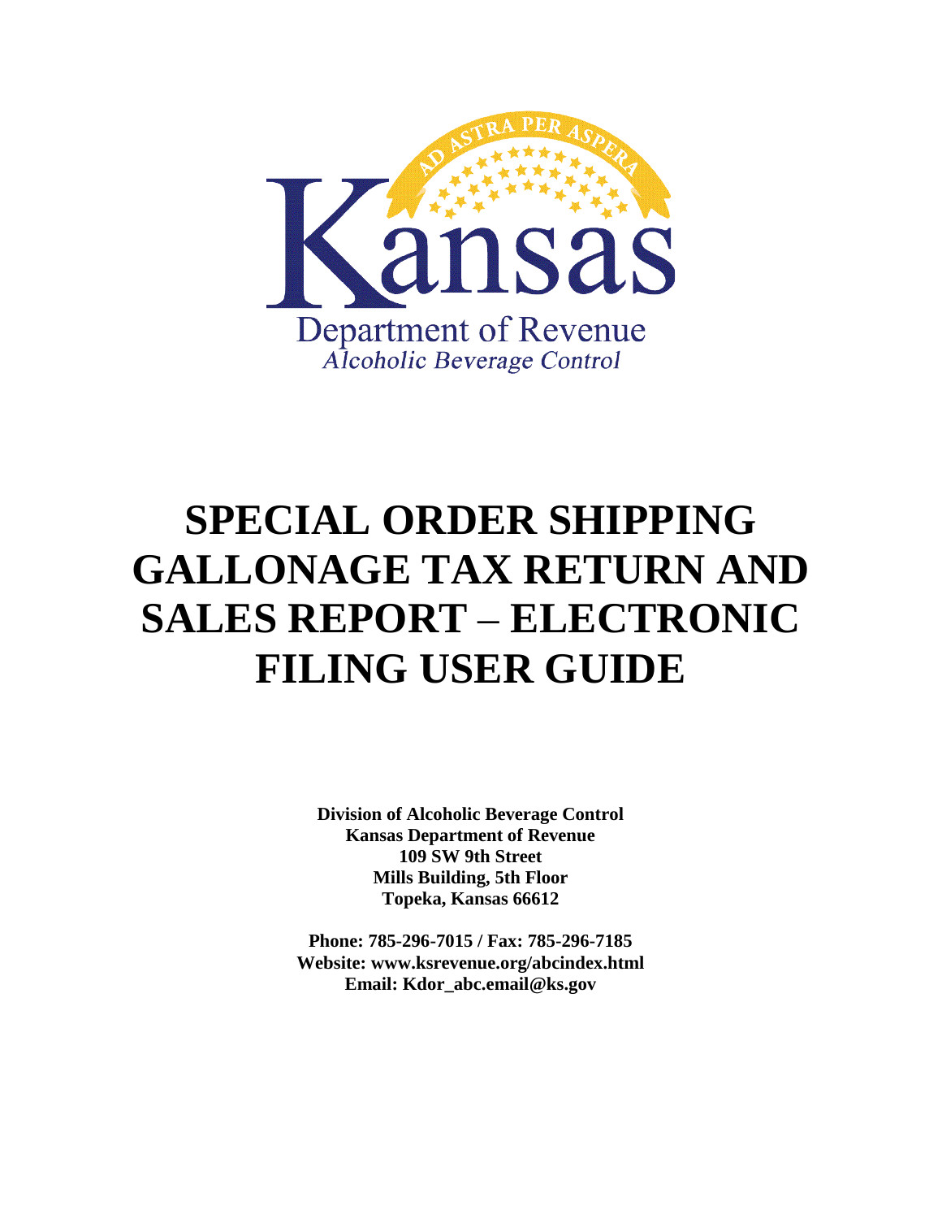Kansas

AD ASTRA PER ASPERA

Department of Revenue

*Alcoholic Beverage Control*

# SPECIAL ORDER SHIPPING GALLONAGE TAX RETURN AND SALES REPORT – ELECTRONIC FILING USER GUIDE

**Division of Alcoholic Beverage Control**
**Kansas Department of Revenue**
**109 SW 9th Street**
**Mills Building, 5th Floor**
**Topeka, Kansas 66612**

**Phone: 785-296-7015 / Fax: 785-296-7185**
**Website: www.ksrevenue.org/abcindex.html**
**Email: Kdor_abc.email@ks.gov**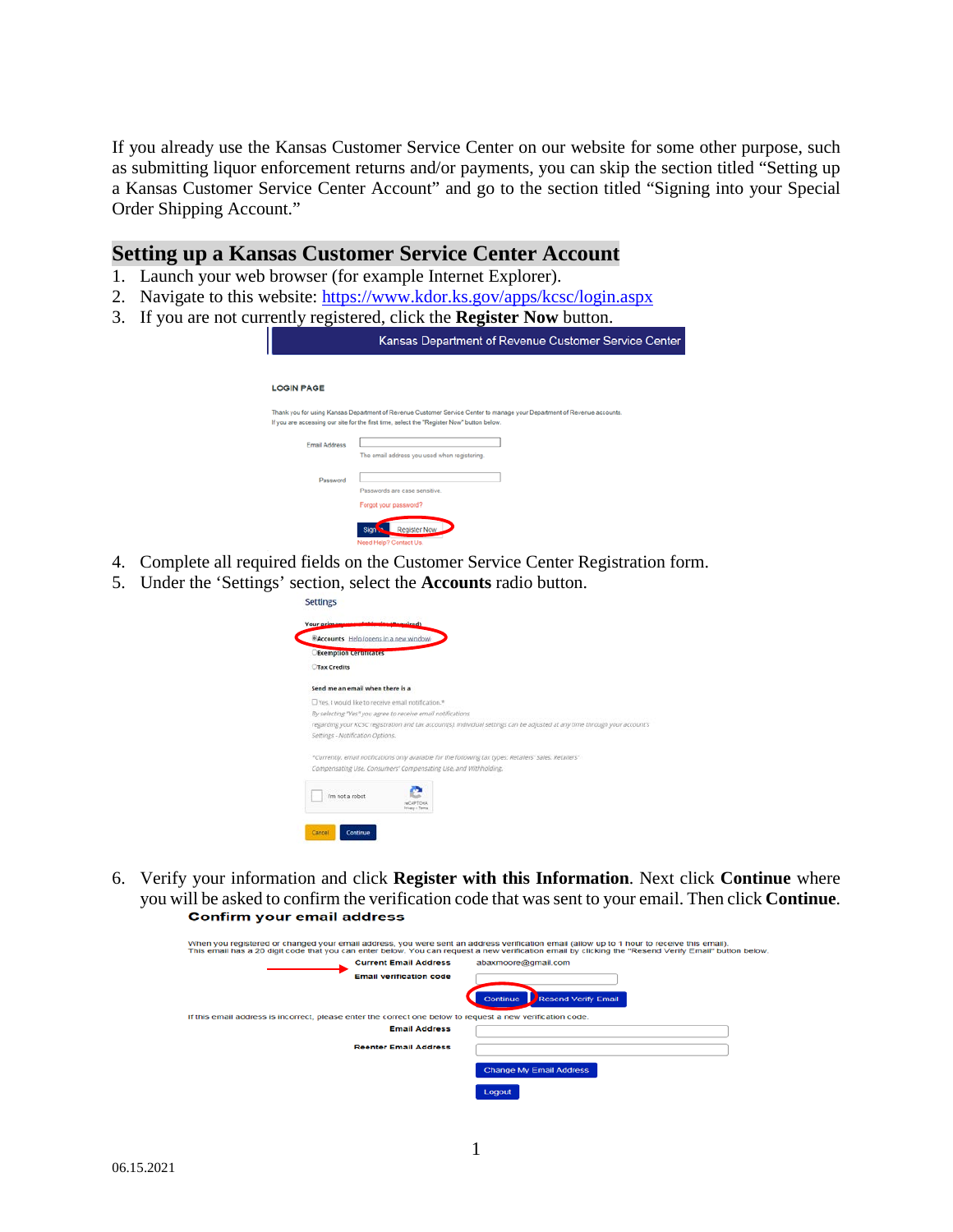If you already use the Kansas Customer Service Center on our website for some other purpose, such as submitting liquor enforcement returns and/or payments, you can skip the section titled "Setting up a Kansas Customer Service Center Account" and go to the section titled "Signing into your Special Order Shipping Account."

## Setting up a Kansas Customer Service Center Account

1. Launch your web browser (for example Internet Explorer).
2. Navigate to this website: https://www.kdor.ks.gov/apps/kcsc/login.aspx
3. If you are not currently registered, click the **Register Now** button.
4. Complete all required fields on the Customer Service Center Registration form.
5. Under the 'Settings' section, select the **Accounts** radio button.
6. Verify your information and click **Register with this Information**. Next click **Continue** where you will be asked to confirm the verification code that was sent to your email. Then click **Continue**.

06.15.2021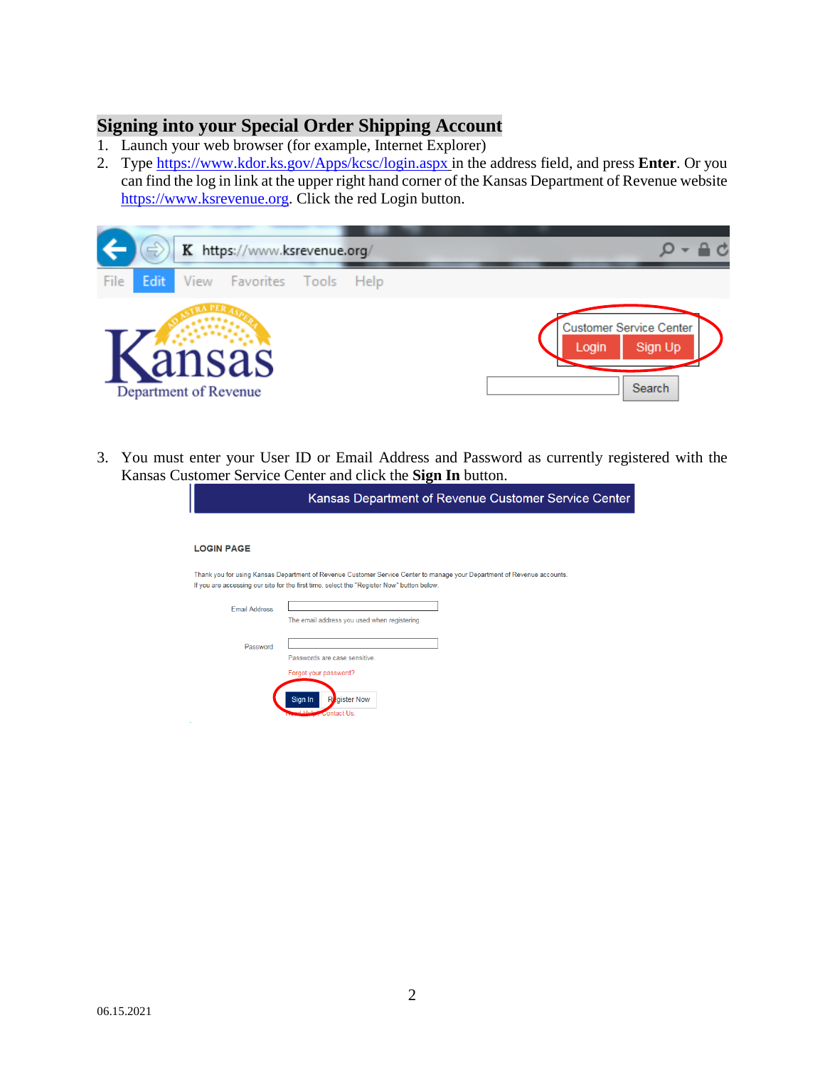## Signing into your Special Order Shipping Account

1. Launch your web browser (for example, Internet Explorer)
2. Type https://www.kdor.ks.gov/Apps/kcsc/login.aspx in the address field, and press **Enter**. Or you can find the log in link at the upper right hand corner of the Kansas Department of Revenue website https://www.ksrevenue.org. Click the red Login button.

3. You must enter your User ID or Email Address and Password as currently registered with the Kansas Customer Service Center and click the **Sign In** button.

06.15.2021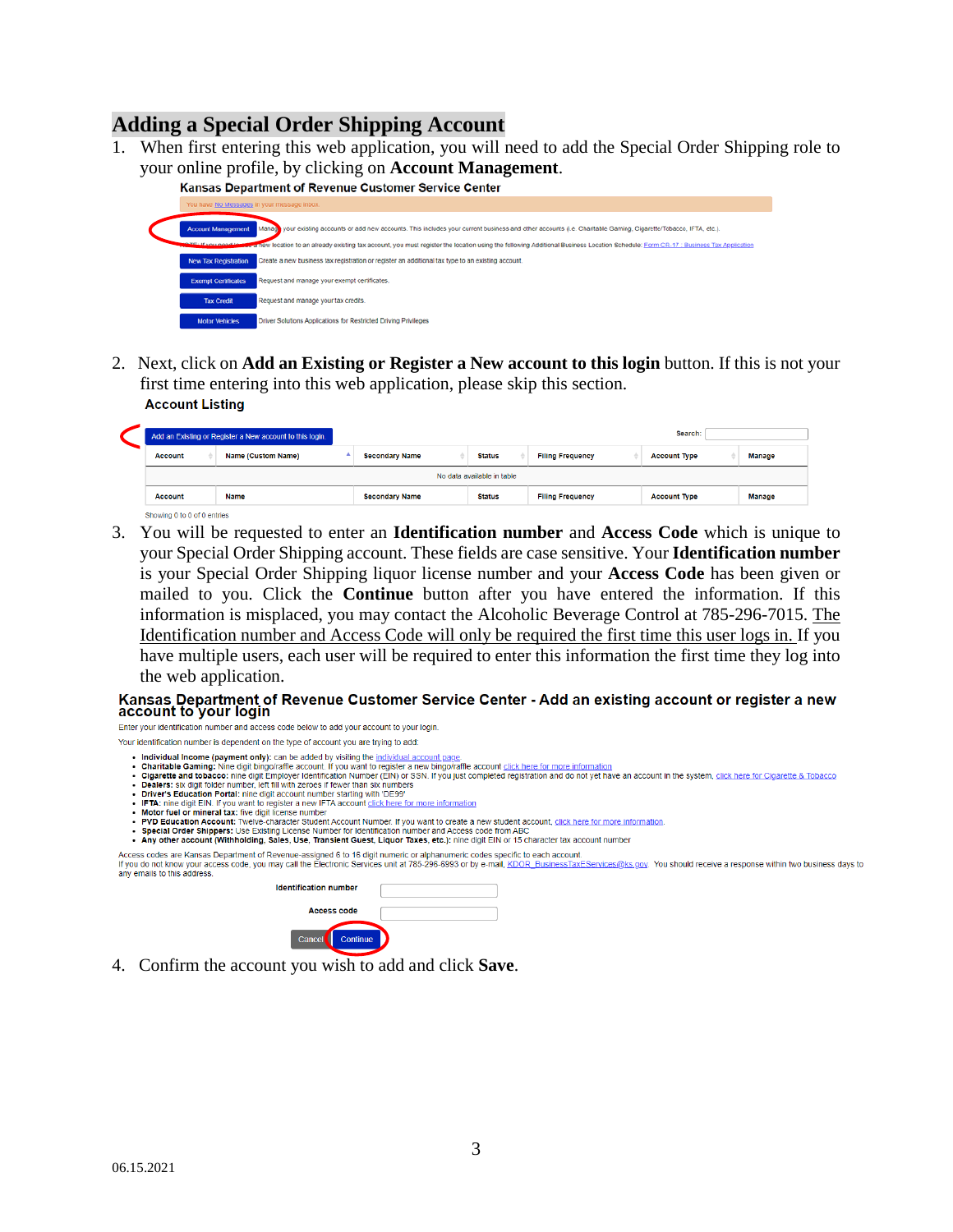## Adding a Special Order Shipping Account

1. When first entering this web application, you will need to add the Special Order Shipping role to your online profile, by clicking on **Account Management**.

**Kansas Department of Revenue Customer Service Center**

You have no messages in your message inbox.

| | |
|---|---|
| Account Management | Manage your existing accounts or add new accounts. This includes your current business and other accounts (i.e. Charitable Gaming, Cigarette/Tobacco, IFTA, etc.). |
| | NOTE: If you need to add a new location to an already existing tax account, you must register the location using the following Additional Business Location Schedule: Form CR-17 : Business Tax Application |
| New Tax Registration | Create a new business tax registration or register an additional tax type to an existing account. |
| Exempt Certificates | Request and manage your exempt certificates. |
| Tax Credit | Request and manage your tax credits. |
| Motor Vehicles | Driver Solutions Applications for Restricted Driving Privileges |

2. Next, click on **Add an Existing or Register a New account to this login** button. If this is not your first time entering into this web application, please skip this section.

**Account Listing**

Add an Existing or Register a New account to this login

Search:

| Account | Name (Custom Name) | Secondary Name | Status | Filing Frequency | Account Type | Manage |
|---|---|---|---|---|---|---|
| No data available in table | | | | | | |
| Account | Name | Secondary Name | Status | Filing Frequency | Account Type | Manage |

Showing 0 to 0 of 0 entries

3. You will be requested to enter an **Identification number** and **Access Code** which is unique to your Special Order Shipping account. These fields are case sensitive. Your **Identification number** is your Special Order Shipping liquor license number and your **Access Code** has been given or mailed to you. Click the **Continue** button after you have entered the information. If this information is misplaced, you may contact the Alcoholic Beverage Control at 785-296-7015. The Identification number and Access Code will only be required the first time this user logs in. If you have multiple users, each user will be required to enter this information the first time they log into the web application.

**Kansas Department of Revenue Customer Service Center - Add an existing account or register a new account to your login**

Enter your identification number and access code below to add your account to your login.

Your identification number is dependent on the type of account you are trying to add:

- **Individual Income (payment only):** can be added by visiting the individual account page.
- **Charitable Gaming:** Nine digit bingo/raffle account. If you want to register a new bingo/raffle account click here for more information
- **Cigarette and tobacco:** nine digit Employer Identification Number (EIN) or SSN. If you just completed registration and do not yet have an account in the system, click here for Cigarette & Tobacco
- **Dealers:** six digit folder number, left fill with zeroes if fewer than six numbers
- **Driver's Education Portal:** nine digit account number starting with 'DE99'
- **IFTA:** nine digit EIN. If you want to register a new IFTA account click here for more information
- **Motor fuel or mineral tax:** five digit license number
- **PVD Education Account:** Twelve-character Student Account Number. If you want to create a new student account, click here for more information.
- **Special Order Shippers:** Use Existing License Number for Identification number and Access code from ABC
- **Any other account (Withholding, Sales, Use, Transient Guest, Liquor Taxes, etc.):** nine digit EIN or 15 character tax account number

Access codes are Kansas Department of Revenue-assigned 6 to 16 digit numeric or alphanumeric codes specific to each account.
If you do not know your access code, you may call the Electronic Services unit at 785-296-6993 or by e-mail, KDOR_BusinessTaxEServices@ks.gov. You should receive a response within two business days to any emails to this address.

Identification number

Access code

Cancel | Continue

4. Confirm the account you wish to add and click **Save**.

06.15.2021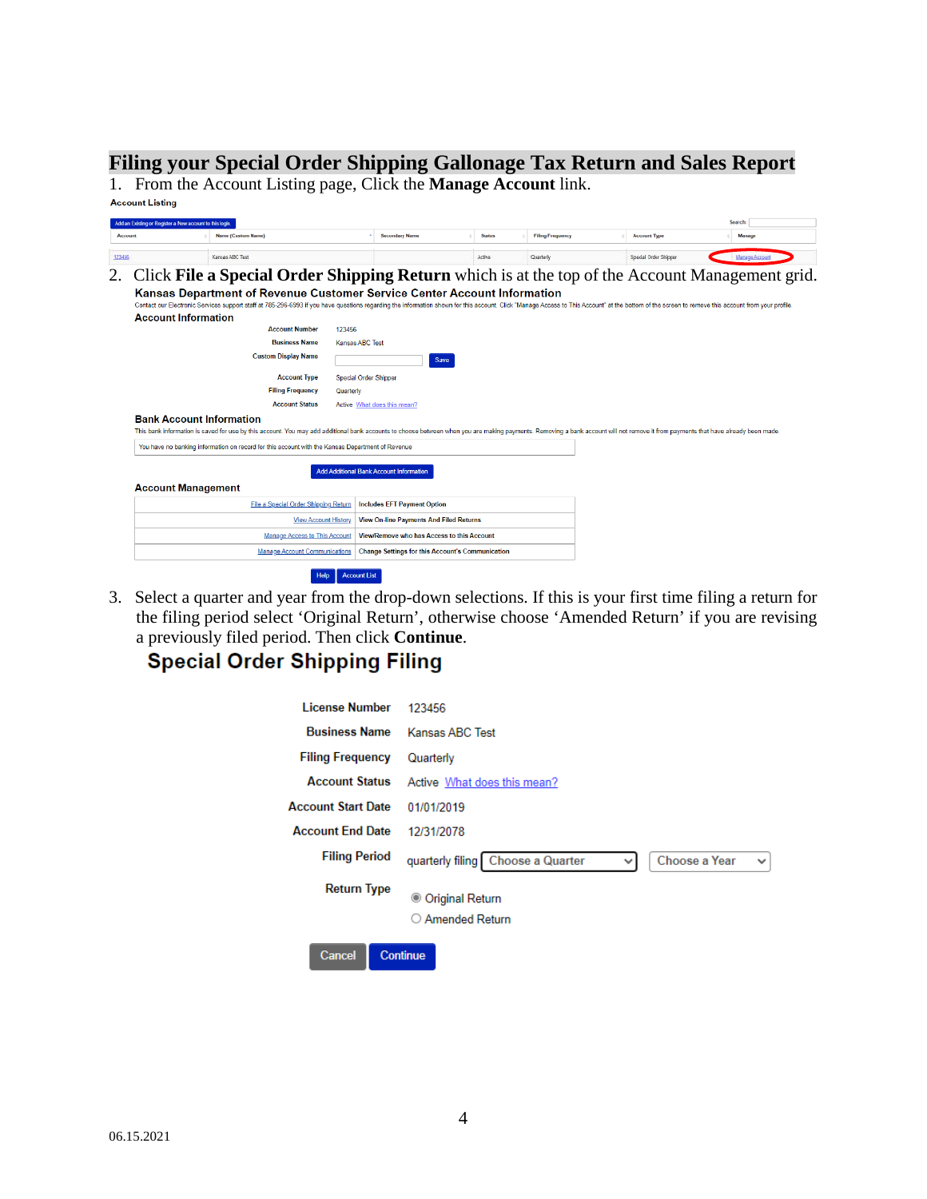## Filing your Special Order Shipping Gallonage Tax Return and Sales Report

1. From the Account Listing page, Click the **Manage Account** link.

**Account Listing**

Add an Existing or Register a New account to this login.

Search:

| Account | Name (Custom Name) | Secondary Name | Status | Filing Frequency | Account Type | Manage |
|---|---|---|---|---|---|---|
| 123456 | Kansas ABC Test | | Active | Quarterly | Special Order Shipper | Manage Account |

2. Click **File a Special Order Shipping Return** which is at the top of the Account Management grid.

**Kansas Department of Revenue Customer Service Center Account Information**

Contact our Electronic Services support staff at 785-296-6993 if you have questions regarding the information shown for this account. Click "Manage Access to This Account" at the bottom of the screen to remove this account from your profile.

**Account Information**

| | |
|---|---|
| Account Number | 123456 |
| Business Name | Kansas ABC Test |
| Custom Display Name | Save |
| Account Type | Special Order Shipper |
| Filing Frequency | Quarterly |
| Account Status | Active What does this mean? |

**Bank Account Information**

This bank information is saved for use by this account. You may add additional bank accounts to choose between when you are making payments. Removing a bank account will not remove it from payments that have already been made.

You have no banking information on record for this account with the Kansas Department of Revenue

Add Additional Bank Account Information

**Account Management**

| | |
|---|---|
| File a Special Order Shipping Return | Includes EFT Payment Option |
| View Account History | View On-line Payments And Filed Returns |
| Manage Access to This Account | View/Remove who has Access to this Account |
| Manage Account Communications | Change Settings for this Account's Communication |

Help | Account List

3. Select a quarter and year from the drop-down selections. If this is your first time filing a return for the filing period select 'Original Return', otherwise choose 'Amended Return' if you are revising a previously filed period. Then click **Continue**.

**Special Order Shipping Filing**

| | |
|---|---|
| License Number | 123456 |
| Business Name | Kansas ABC Test |
| Filing Frequency | Quarterly |
| Account Status | Active What does this mean? |
| Account Start Date | 01/01/2019 |
| Account End Date | 12/31/2078 |
| Filing Period | quarterly filing Choose a Quarter Choose a Year |
| Return Type | ◉ Original Return ○ Amended Return |

Cancel | Continue

06.15.2021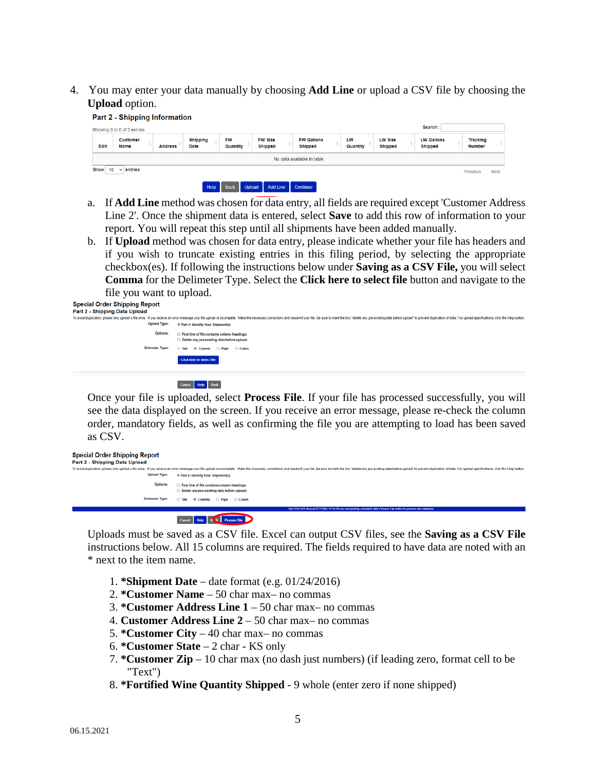4. You may enter your data manually by choosing **Add Line** or upload a CSV file by choosing the **Upload** option.

**Part 2 - Shipping Information**

Showing 0 to 0 of 0 entries

Search:

| Edit | Customer Name | Address | Shipping Date | FW Quantity | FW Size Shipped | FW Gallons Shipped | LW Quantity | LW Size Shipped | LW Gallons Shipped | Tracking Number |
|---|---|---|---|---|---|---|---|---|---|---|
| No data available in table | | | | | | | | | | |

Show 10 entries — Previous Next

Help | Back | Upload | Add Line | Continue

a. If **Add Line** method was chosen for data entry, all fields are required except 'Customer Address Line 2'. Once the shipment data is entered, select **Save** to add this row of information to your report. You will repeat this step until all shipments have been added manually.

b. If **Upload** method was chosen for data entry, please indicate whether your file has headers and if you wish to truncate existing entries in this filing period, by selecting the appropriate checkbox(es). If following the instructions below under **Saving as a CSV File,** you will select **Comma** for the Delimeter Type. Select the **Click here to select file** button and navigate to the file you want to upload.

**Special Order Shipping Report**
**Part 2 - Shipping Data Upload**

To avoid duplication, please only upload a file once. If you receive an error message your file upload is incomplete. Make the necessary corrections and resubmit your file. Be sure to mark the box "delete any pre-existing data before upload" to prevent duplication of data. For upload specifications, click the Help button.

Upload Type: Part 2: Identify Your Shipment(s)

Options: First line of file contains column headings. Delete any pre-existing data before upload.

Delimeter Type: Tab Comma Pipe Colon

Click here to select file

Cancel | Help | Back

Once your file is uploaded, select **Process File**. If your file has processed successfully, you will see the data displayed on the screen. If you receive an error message, please re-check the column order, mandatory fields, as well as confirming the file you are attempting to load has been saved as CSV.

**Special Order Shipping Report**
**Part 2 - Shipping Data Upload**

To avoid duplication, please only upload a file once. If you receive an error message your file upload is incomplete. Make the necessary corrections and resubmit your file. Be sure to mark the box "delete any pre-existing data before upload" to prevent duplication of data. For upload specifications, click the Help button.

Upload Type: Part 2: Identify Your Shipment(s)

Options: First line of file contains column headings. Delete any pre-existing data before upload.

Delimeter Type: Tab Comma Pipe Colon

Cancel | Help | Back | Process File

Uploads must be saved as a CSV file. Excel can output CSV files, see the **Saving as a CSV File** instructions below. All 15 columns are required. The fields required to have data are noted with an * next to the item name.

1. ***Shipment Date** – date format (e.g. 01/24/2016)
2. ***Customer Name** – 50 char max– no commas
3. ***Customer Address Line 1** – 50 char max– no commas
4. **Customer Address Line 2** – 50 char max– no commas
5. ***Customer City** – 40 char max– no commas
6. ***Customer State** – 2 char - KS only
7. ***Customer Zip** – 10 char max (no dash just numbers) (if leading zero, format cell to be "Text")
8. ***Fortified Wine Quantity Shipped** - 9 whole (enter zero if none shipped)

06.15.2021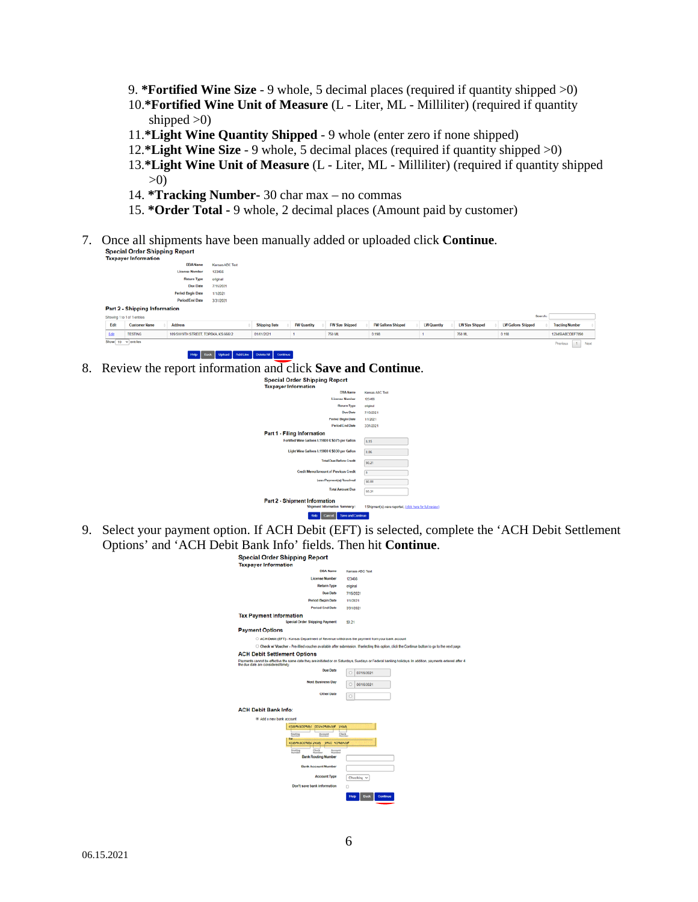9. ***Fortified Wine Size** - 9 whole, 5 decimal places (required if quantity shipped >0)
10. ***Fortified Wine Unit of Measure** (L - Liter, ML - Milliliter) (required if quantity shipped >0)
11. ***Light Wine Quantity Shipped** - 9 whole (enter zero if none shipped)
12. ***Light Wine Size** - 9 whole, 5 decimal places (required if quantity shipped >0)
13. ***Light Wine Unit of Measure** (L - Liter, ML - Milliliter) (required if quantity shipped >0)
14. ***Tracking Number-** 30 char max – no commas
15. ***Order Total -** 9 whole, 2 decimal places (Amount paid by customer)

7. Once all shipments have been manually added or uploaded click **Continue**.

8. Review the report information and click **Save and Continue**.

9. Select your payment option. If ACH Debit (EFT) is selected, complete the 'ACH Debit Settlement Options' and 'ACH Debit Bank Info' fields. Then hit **Continue**.

06.15.2021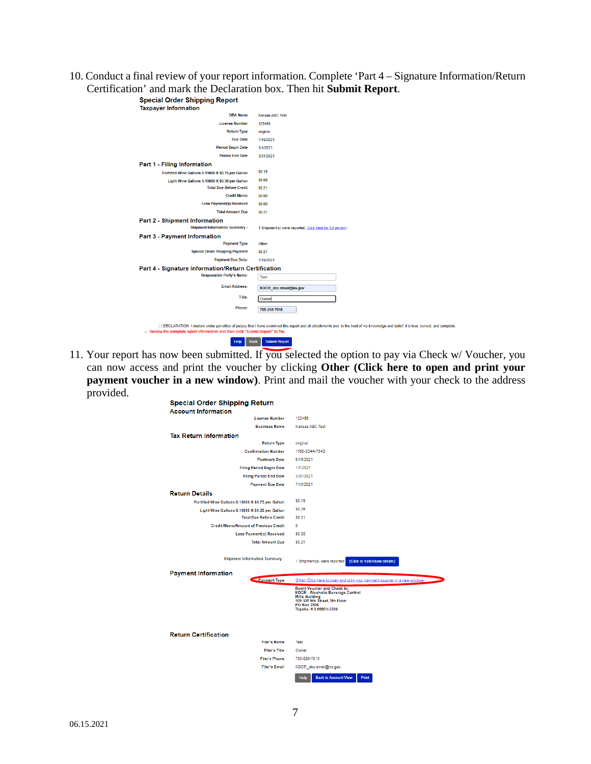10. Conduct a final review of your report information. Complete ‘Part 4 – Signature Information/Return Certification’ and mark the Declaration box. Then hit **Submit Report**.

**Special Order Shipping Report**

**Taxpayer Information**

| | |
|---|---|
| DBA Name | Kansas ABC Test |
| License Number | 123456 |
| Return Type | original |
| Due Date | 7/15/2021 |
| Period Begin Date | 1/1/2021 |
| Period End Date | 3/31/2021 |

**Part 1 - Filing Information**

| | |
|---|---|
| Fortified Wine Gallons 0.19800 X $0.75 per Gallon | $0.15 |
| Light Wine Gallons 0.19800 X $0.30 per Gallon | $0.06 |
| Total Due Before Credit | $0.21 |
| Credit Memo | $0.00 |
| Less Payment(s) Received | $0.00 |
| Total Amount Due | $0.21 |

**Part 2 - Shipment Information**

| | |
|---|---|
| Shipment Information Summary : | 1 Shipment(s) were reported. (click here for full review) |

**Part 3 - Payment Information**

| | |
|---|---|
| Payment Type | Other |
| Special Order Shipping Payment | $0.21 |
| Payment Due Date: | 7/15/2021 |

**Part 4 - Signature Information/Return Certification**

| | |
|---|---|
| Responsible Party's Name: | Test |
| Email Address: | KDOR_abc.email@ks.gov |
| Title: | Owner |
| Phone: | 785-296-7015 |

☐ DECLARATION: I declare under penalties of perjury that I have examined this report and all attachments and, to the best of my knowledge and belief, it is true, correct, and complete.

- Review the complete report information and then click "Submit Report" to file.

Help | Back | Submit Report

11. Your report has now been submitted. If you selected the option to pay via Check w/ Voucher, you can now access and print the voucher by clicking **Other (Click here to open and print your payment voucher in a new window)**. Print and mail the voucher with your check to the address provided.

**Special Order Shipping Return**

**Account Information**

| | |
|---|---|
| License Number | 123456 |
| Business Name | Kansas ABC Test |

**Tax Return Information**

| | |
|---|---|
| Return Type | original |
| Confirmation Number | 1166-3D4A-794D |
| Postmark Date | 6/15/2021 |
| Filing Period Begin Date | 1/1/2021 |
| Filing Period End Date | 3/31/2021 |
| Payment Due Date | 7/15/2021 |

**Return Details**

| | |
|---|---|
| Fortified Wine Gallons 0.19800 X $0.75 per Gallon | $0.15 |
| Light Wine Gallons 0.19800 X $0.30 per Gallon | $0.06 |
| Total Due Before Credit | $0.21 |
| Credit Memo/Amount of Previous Credit | 0 |
| Less Payment(s) Received | $0.00 |
| Total Amount Due | $0.21 |
| Shipment Information Summary : | 1 Shipment(s) were reported (Click to hide/show details) |

**Payment Information**

| | |
|---|---|
| Payment Type | Other (Click here to open and print your payment voucher in a new window) |

Remit Voucher and Check to:
KDOR - Alcoholic Beverage Control
Mills Building
109 SW 9th Street, 5th Floor
PO Box 3506
Topeka, KS 66601-3506

**Return Certification**

| | |
|---|---|
| Filer's Name | Test |
| Filer's Title | Owner |
| Filer's Phone | 785-296-7015 |
| Filer's Email | KDOR_abc.email@ks.gov |

Help | Back to Account View | Print

06.15.2021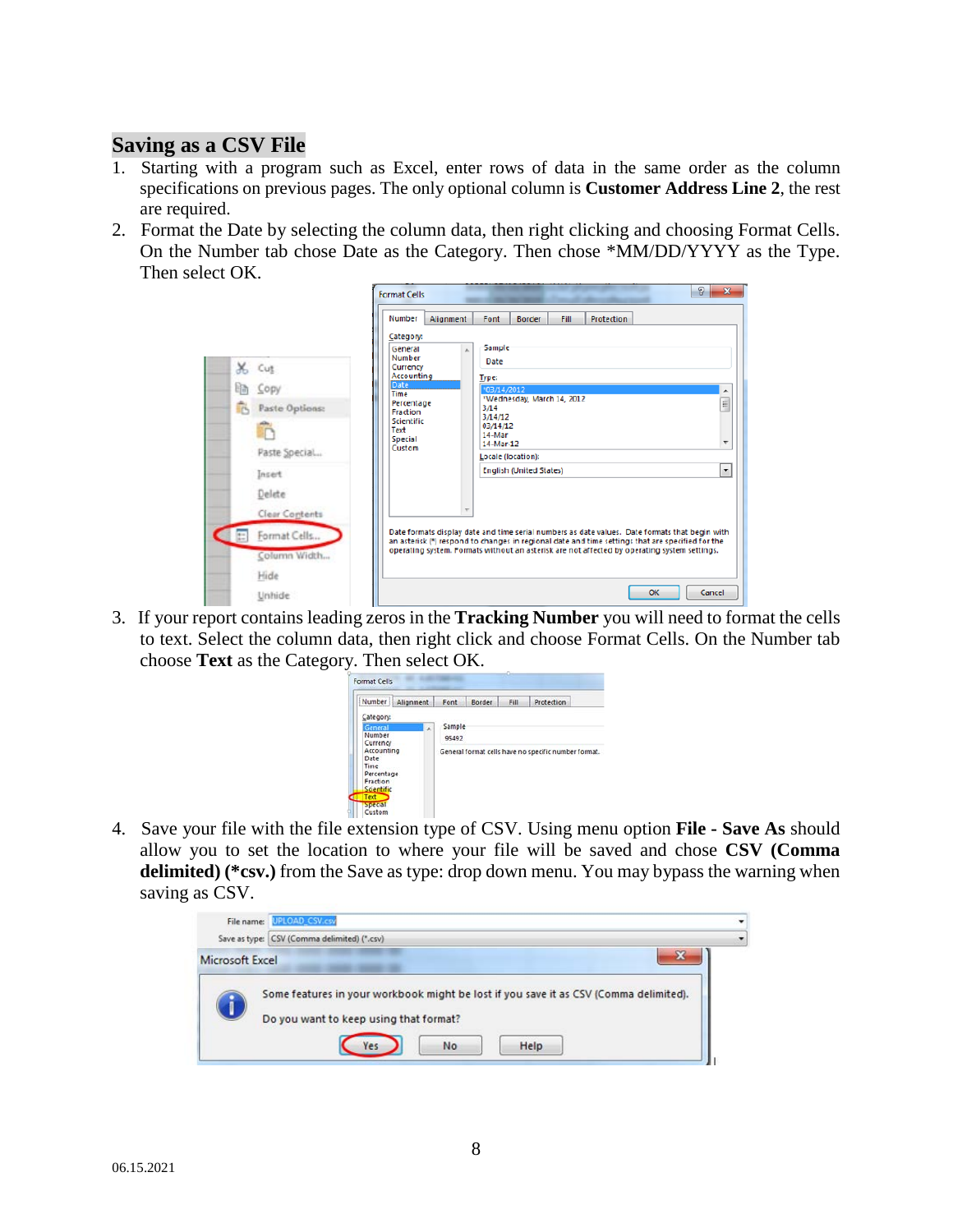## Saving as a CSV File

1. Starting with a program such as Excel, enter rows of data in the same order as the column specifications on previous pages. The only optional column is **Customer Address Line 2**, the rest are required.
2. Format the Date by selecting the column data, then right clicking and choosing Format Cells. On the Number tab chose Date as the Category. Then chose *MM/DD/YYYY as the Type. Then select OK.
3. If your report contains leading zeros in the **Tracking Number** you will need to format the cells to text. Select the column data, then right click and choose Format Cells. On the Number tab choose **Text** as the Category. Then select OK.
4. Save your file with the file extension type of CSV. Using menu option **File - Save As** should allow you to set the location to where your file will be saved and chose **CSV (Comma delimited) (*csv.)** from the Save as type: drop down menu. You may bypass the warning when saving as CSV.

06.15.2021